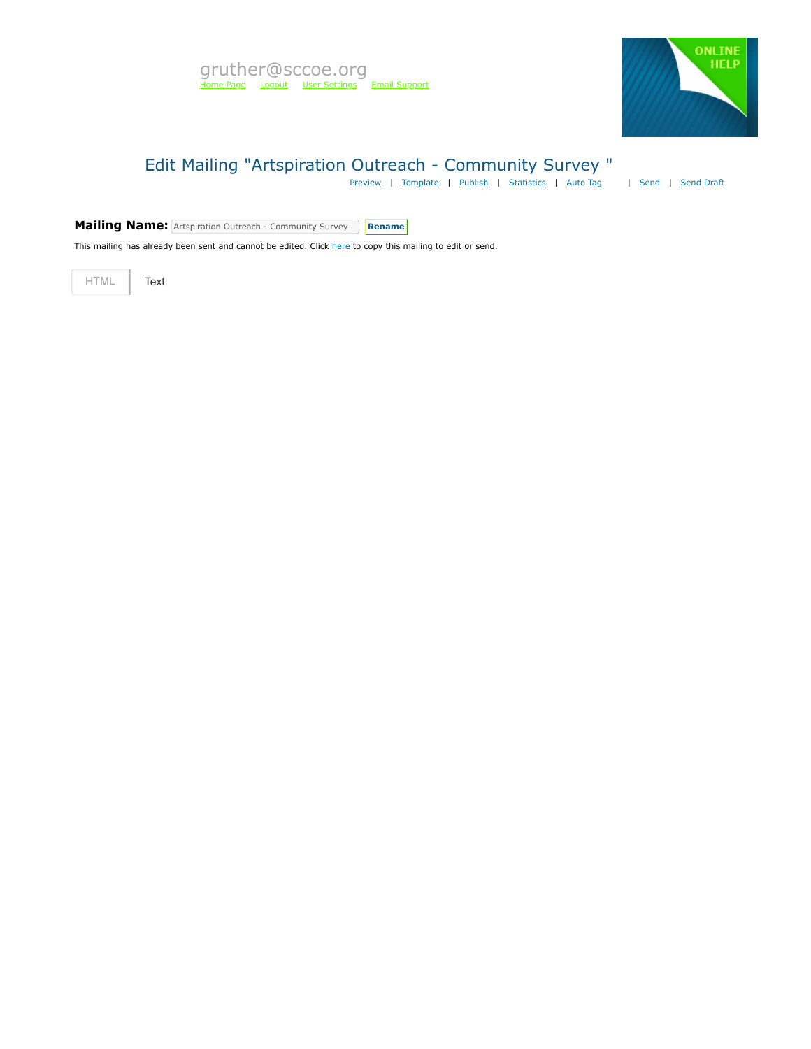gruther@sccoe.org

Home Page Logout User Settings Email Support

ONLINE HELP

# Edit Mailing "Artspiration Outreach - Community Survey "

Preview | Template | Publish | Statistics | Auto Tag | Send | Send Draft

**Mailing Name:** Artspiration Outreach - Community Survey Rename

This mailing has already been sent and cannot be edited. Click here to copy this mailing to edit or send.

HTML Text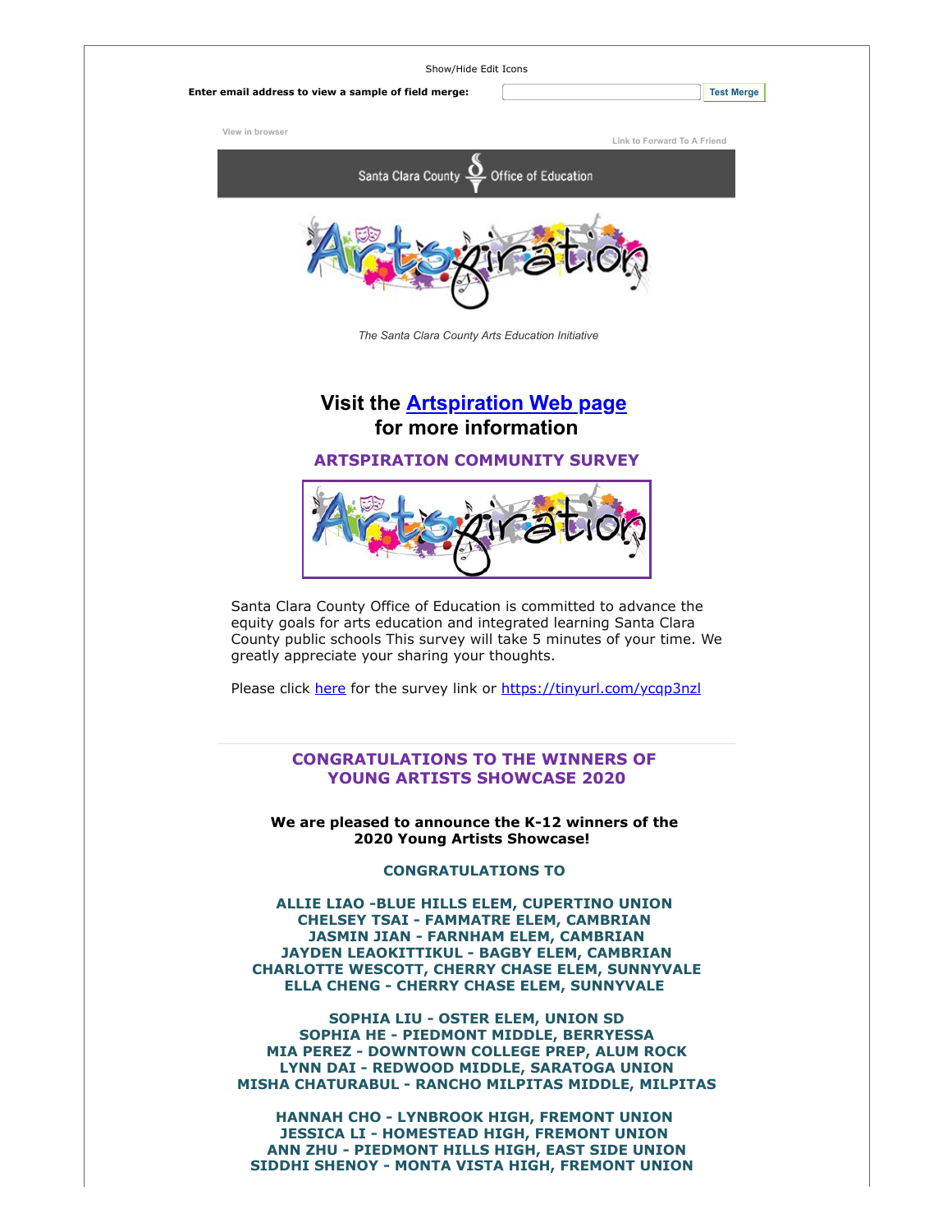Show/Hide Edit Icons

**Enter email address to view a sample of field merge:** Test Merge

View in browser

Link to Forward To A Friend

Santa Clara County Office of Education

*The Santa Clara County Arts Education Initiative*

## Visit the [Artspiration Web page](#) for more information

### ARTSPIRATION COMMUNITY SURVEY

Santa Clara County Office of Education is committed to advance the equity goals for arts education and integrated learning Santa Clara County public schools This survey will take 5 minutes of your time. We greatly appreciate your sharing your thoughts.

Please click [here](#) for the survey link or https://tinyurl.com/ycqp3nzl

---

### CONGRATULATIONS TO THE WINNERS OF YOUNG ARTISTS SHOWCASE 2020

**We are pleased to announce the K-12 winners of the 2020 Young Artists Showcase!**

**CONGRATULATIONS TO**

**ALLIE LIAO -BLUE HILLS ELEM, CUPERTINO UNION**
**CHELSEY TSAI - FAMMATRE ELEM, CAMBRIAN**
**JASMIN JIAN - FARNHAM ELEM, CAMBRIAN**
**JAYDEN LEAOKITTIKUL - BAGBY ELEM, CAMBRIAN**
**CHARLOTTE WESCOTT, CHERRY CHASE ELEM, SUNNYVALE**
**ELLA CHENG - CHERRY CHASE ELEM, SUNNYVALE**

**SOPHIA LIU - OSTER ELEM, UNION SD**
**SOPHIA HE - PIEDMONT MIDDLE, BERRYESSA**
**MIA PEREZ - DOWNTOWN COLLEGE PREP, ALUM ROCK**
**LYNN DAI - REDWOOD MIDDLE, SARATOGA UNION**
**MISHA CHATURABUL - RANCHO MILPITAS MIDDLE, MILPITAS**

**HANNAH CHO - LYNBROOK HIGH, FREMONT UNION**
**JESSICA LI - HOMESTEAD HIGH, FREMONT UNION**
**ANN ZHU - PIEDMONT HILLS HIGH, EAST SIDE UNION**
**SIDDHI SHENOY - MONTA VISTA HIGH, FREMONT UNION**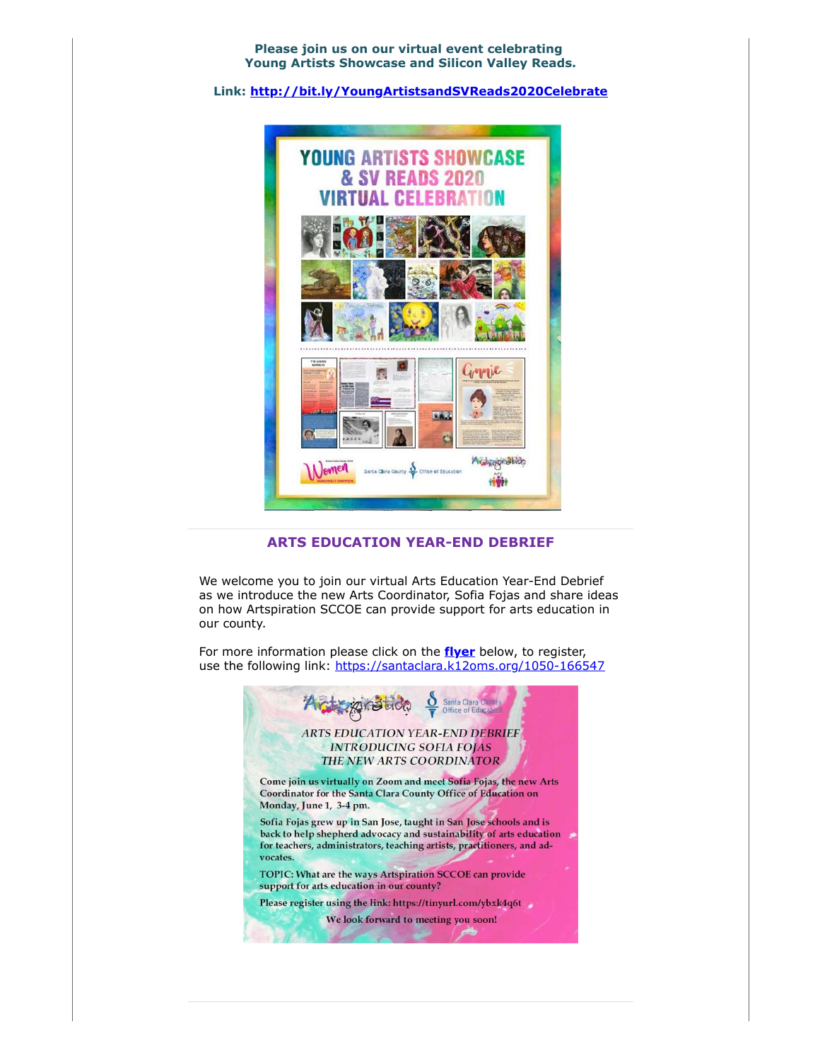**Please join us on our virtual event celebrating Young Artists Showcase and Silicon Valley Reads.**

**Link: http://bit.ly/YoungArtistsandSVReads2020Celebrate**

YOUNG ARTISTS SHOWCASE & SV READS 2020 VIRTUAL CELEBRATION

## ARTS EDUCATION YEAR-END DEBRIEF

We welcome you to join our virtual Arts Education Year-End Debrief as we introduce the new Arts Coordinator, Sofia Fojas and share ideas on how Artspiration SCCOE can provide support for arts education in our county.

For more information please click on the **flyer** below, to register, use the following link: https://santaclara.k12oms.org/1050-166547

*ARTS EDUCATION YEAR-END DEBRIEF*
*INTRODUCING SOFIA FOJAS*
*THE NEW ARTS COORDINATOR*

Come join us virtually on Zoom and meet Sofia Fojas, the new Arts Coordinator for the Santa Clara County Office of Education on Monday, June 1, 3-4 pm.

Sofia Fojas grew up in San Jose, taught in San Jose schools and is back to help shepherd advocacy and sustainability of arts education for teachers, administrators, teaching artists, practitioners, and advocates.

TOPIC: What are the ways Artspiration SCCOE can provide support for arts education in our county?

Please register using the link: https://tinyurl.com/ybxk4q6t

We look forward to meeting you soon!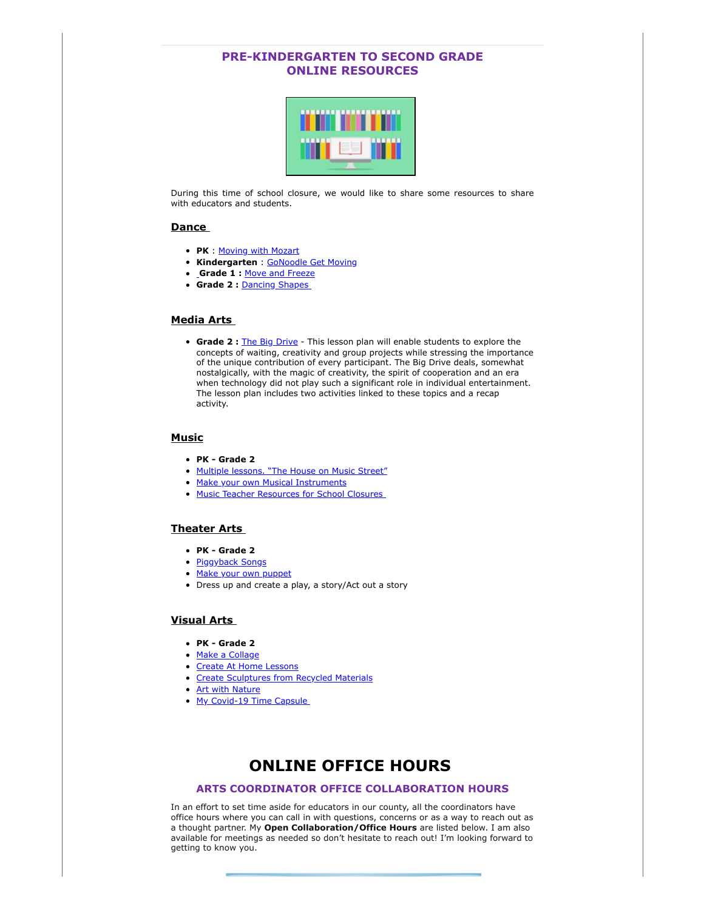## PRE-KINDERGARTEN TO SECOND GRADE ONLINE RESOURCES

During this time of school closure, we would like to share some resources to share with educators and students.

### Dance

- **PK** : Moving with Mozart
- **Kindergarten** : GoNoodle Get Moving
- **Grade 1 :** Move and Freeze
- **Grade 2 :** Dancing Shapes

### Media Arts

- **Grade 2 :** The Big Drive - This lesson plan will enable students to explore the concepts of waiting, creativity and group projects while stressing the importance of the unique contribution of every participant. The Big Drive deals, somewhat nostalgically, with the magic of creativity, the spirit of cooperation and an era when technology did not play such a significant role in individual entertainment. The lesson plan includes two activities linked to these topics and a recap activity.

### Music

- **PK - Grade 2**
- Multiple lessons. "The House on Music Street"
- Make your own Musical Instruments
- Music Teacher Resources for School Closures

### Theater Arts

- **PK - Grade 2**
- Piggyback Songs
- Make your own puppet
- Dress up and create a play, a story/Act out a story

### Visual Arts

- **PK - Grade 2**
- Make a Collage
- Create At Home Lessons
- Create Sculptures from Recycled Materials
- Art with Nature
- My Covid-19 Time Capsule

# ONLINE OFFICE HOURS

## ARTS COORDINATOR OFFICE COLLABORATION HOURS

In an effort to set time aside for educators in our county, all the coordinators have office hours where you can call in with questions, concerns or as a way to reach out as a thought partner. My **Open Collaboration/Office Hours** are listed below. I am also available for meetings as needed so don't hesitate to reach out! I'm looking forward to getting to know you.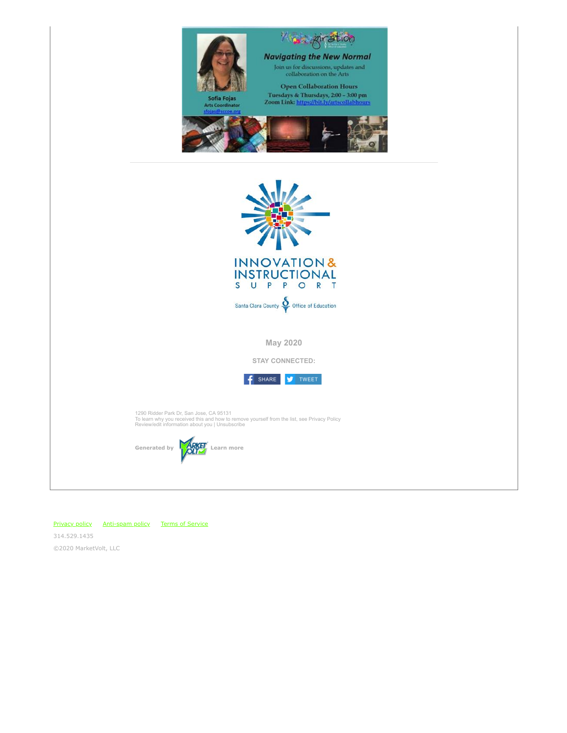Artsgiration

**Navigating the New Normal**

Join us for discussions, updates and collaboration on the Arts

**Open Collaboration Hours**

Tuesdays & Thursdays, 2:00 – 3:00 pm

Zoom Link: https://bit.ly/artscollabhours

Sofia Fojas
Arts Coordinator
sfojas@sccoe.org

---

INNOVATION & INSTRUCTIONAL SUPPORT

Santa Clara County Office of Education

**May 2020**

**STAY CONNECTED:**

SHARE TWEET

1290 Ridder Park Dr, San Jose, CA 95131
To learn why you received this and how to remove yourself from the list, see Privacy Policy
Review/edit information about you | Unsubscribe

Generated by MarketVolt Learn more

Privacy policy Anti-spam policy Terms of Service

314.529.1435

©2020 MarketVolt, LLC